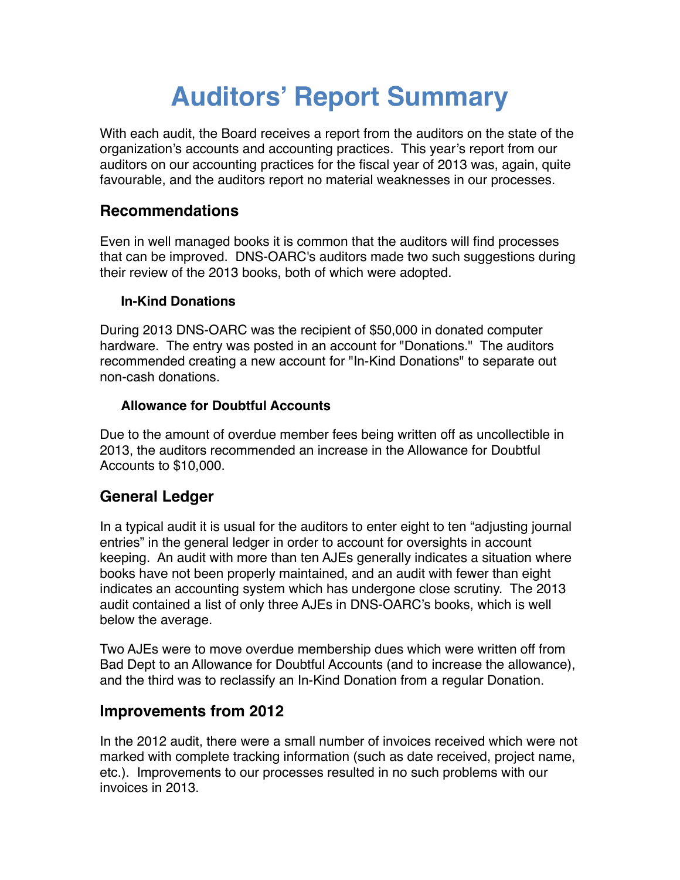# Auditors' Report Summary

With each audit, the Board receives a report from the auditors on the state of the organization's accounts and accounting practices. This year's report from our auditors on our accounting practices for the fiscal year of 2013 was, again, quite favourable, and the auditors report no material weaknesses in our processes.

## Recommendations

Even in well managed books it is common that the auditors will find processes that can be improved. DNS-OARC's auditors made two such suggestions during their review of the 2013 books, both of which were adopted.

### In-Kind Donations

During 2013 DNS-OARC was the recipient of $50,000 in donated computer hardware. The entry was posted in an account for "Donations." The auditors recommended creating a new account for "In-Kind Donations" to separate out non-cash donations.

### Allowance for Doubtful Accounts

Due to the amount of overdue member fees being written off as uncollectible in 2013, the auditors recommended an increase in the Allowance for Doubtful Accounts to $10,000.

## General Ledger

In a typical audit it is usual for the auditors to enter eight to ten "adjusting journal entries" in the general ledger in order to account for oversights in account keeping. An audit with more than ten AJEs generally indicates a situation where books have not been properly maintained, and an audit with fewer than eight indicates an accounting system which has undergone close scrutiny. The 2013 audit contained a list of only three AJEs in DNS-OARC's books, which is well below the average.

Two AJEs were to move overdue membership dues which were written off from Bad Dept to an Allowance for Doubtful Accounts (and to increase the allowance), and the third was to reclassify an In-Kind Donation from a regular Donation.

## Improvements from 2012

In the 2012 audit, there were a small number of invoices received which were not marked with complete tracking information (such as date received, project name, etc.). Improvements to our processes resulted in no such problems with our invoices in 2013.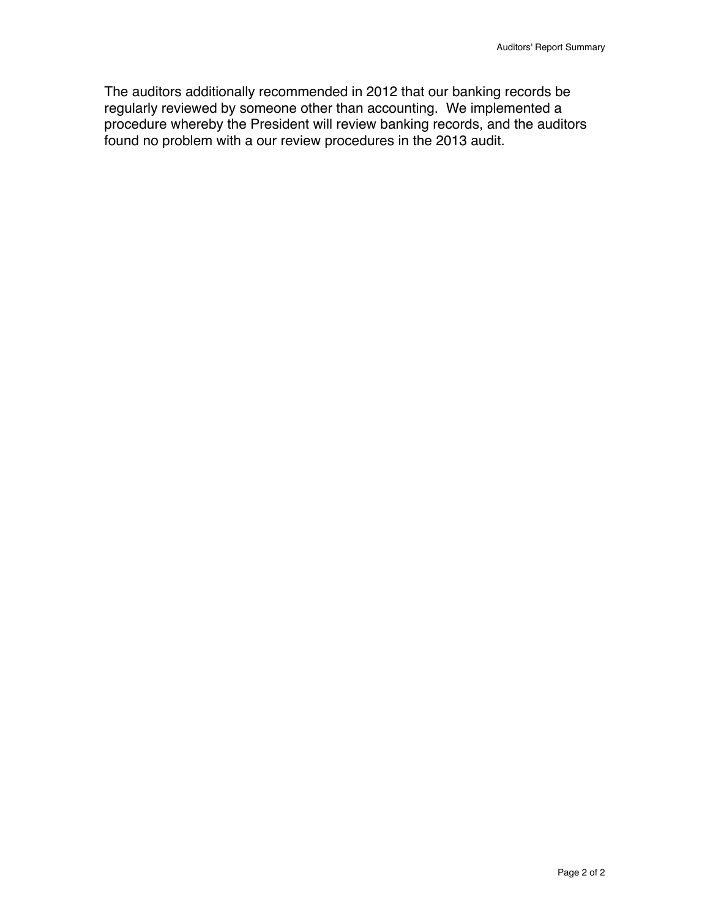The auditors additionally recommended in 2012 that our banking records be regularly reviewed by someone other than accounting.  We implemented a procedure whereby the President will review banking records, and the auditors found no problem with a our review procedures in the 2013 audit.